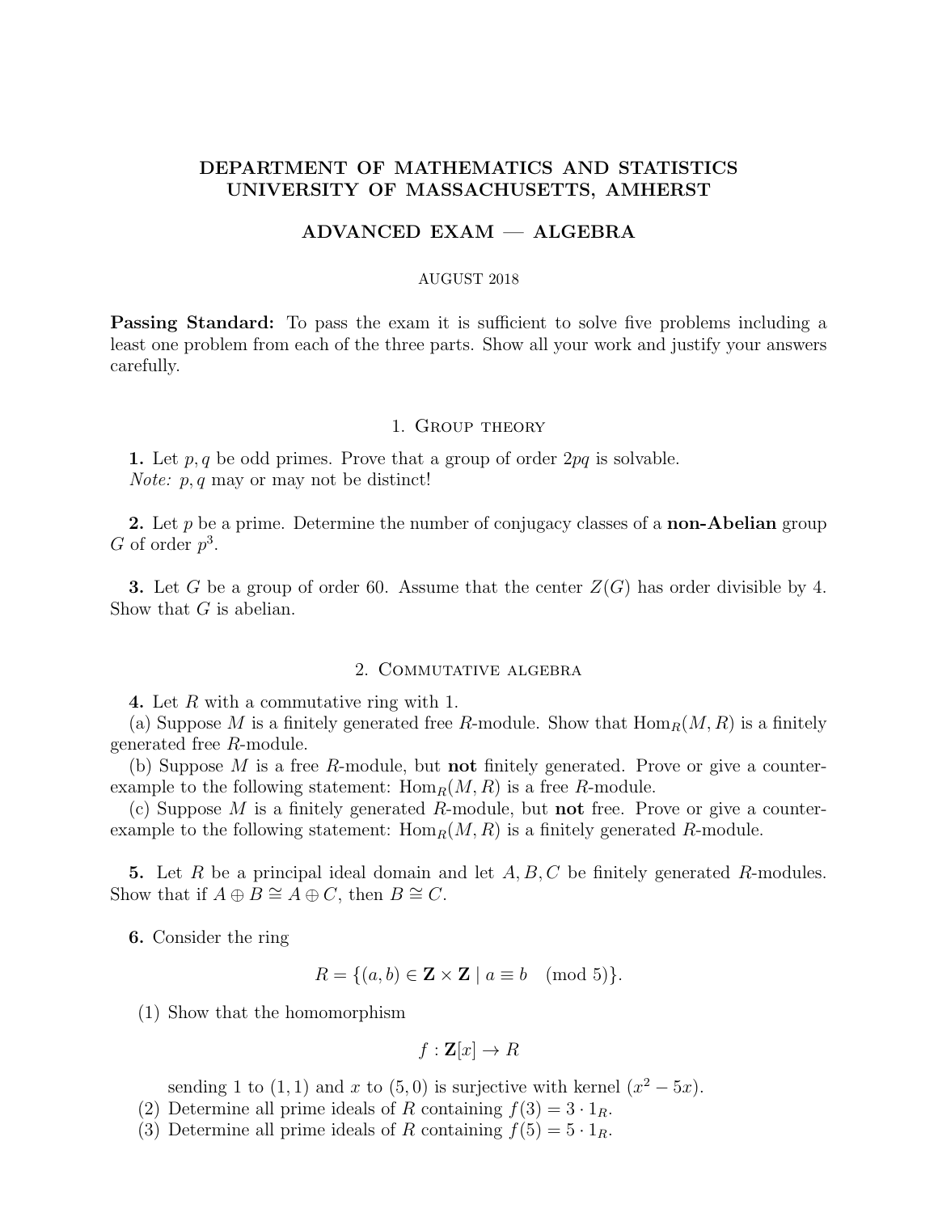# DEPARTMENT OF MATHEMATICS AND STATISTICS
# UNIVERSITY OF MASSACHUSETTS, AMHERST

## ADVANCED EXAM — ALGEBRA

AUGUST 2018

**Passing Standard:** To pass the exam it is sufficient to solve five problems including a least one problem from each of the three parts. Show all your work and justify your answers carefully.

### 1. Group theory

**1.** Let $p, q$ be odd primes. Prove that a group of order $2pq$ is solvable.
*Note:* $p, q$ may or may not be distinct!

**2.** Let $p$ be a prime. Determine the number of conjugacy classes of a **non-Abelian** group $G$ of order $p^3$.

**3.** Let $G$ be a group of order 60. Assume that the center $Z(G)$ has order divisible by 4. Show that $G$ is abelian.

### 2. Commutative algebra

**4.** Let $R$ with a commutative ring with 1.
(a) Suppose $M$ is a finitely generated free $R$-module. Show that $\mathrm{Hom}_R(M, R)$ is a finitely generated free $R$-module.
(b) Suppose $M$ is a free $R$-module, but **not** finitely generated. Prove or give a counter-example to the following statement: $\mathrm{Hom}_R(M, R)$ is a free $R$-module.
(c) Suppose $M$ is a finitely generated $R$-module, but **not** free. Prove or give a counter-example to the following statement: $\mathrm{Hom}_R(M, R)$ is a finitely generated $R$-module.

**5.** Let $R$ be a principal ideal domain and let $A, B, C$ be finitely generated $R$-modules. Show that if $A \oplus B \cong A \oplus C$, then $B \cong C$.

**6.** Consider the ring

$$R = \{(a, b) \in \mathbf{Z} \times \mathbf{Z} \mid a \equiv b \pmod 5\}.$$

(1) Show that the homomorphism

$$f : \mathbf{Z}[x] \to R$$

sending 1 to $(1, 1)$ and $x$ to $(5, 0)$ is surjective with kernel $(x^2 - 5x)$.

(2) Determine all prime ideals of $R$ containing $f(3) = 3 \cdot 1_R$.

(3) Determine all prime ideals of $R$ containing $f(5) = 5 \cdot 1_R$.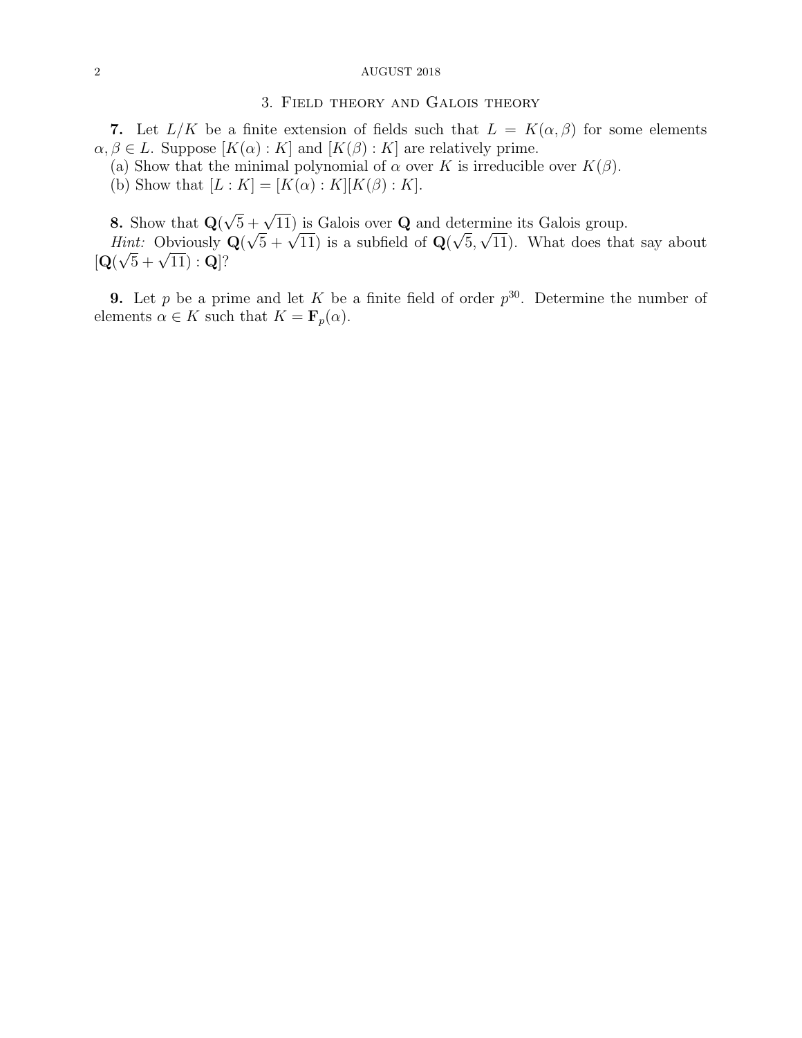## 3. Field theory and Galois theory

**7.** Let $L/K$ be a finite extension of fields such that $L = K(\alpha, \beta)$ for some elements $\alpha, \beta \in L$. Suppose $[K(\alpha) : K]$ and $[K(\beta) : K]$ are relatively prime.

(a) Show that the minimal polynomial of $\alpha$ over $K$ is irreducible over $K(\beta)$.

(b) Show that $[L : K] = [K(\alpha) : K][K(\beta) : K]$.

**8.** Show that $\mathbf{Q}(\sqrt{5} + \sqrt{11})$ is Galois over $\mathbf{Q}$ and determine its Galois group.

*Hint:* Obviously $\mathbf{Q}(\sqrt{5} + \sqrt{11})$ is a subfield of $\mathbf{Q}(\sqrt{5}, \sqrt{11})$. What does that say about $[\mathbf{Q}(\sqrt{5} + \sqrt{11}) : \mathbf{Q}]$?

**9.** Let $p$ be a prime and let $K$ be a finite field of order $p^{30}$. Determine the number of elements $\alpha \in K$ such that $K = \mathbf{F}_p(\alpha)$.